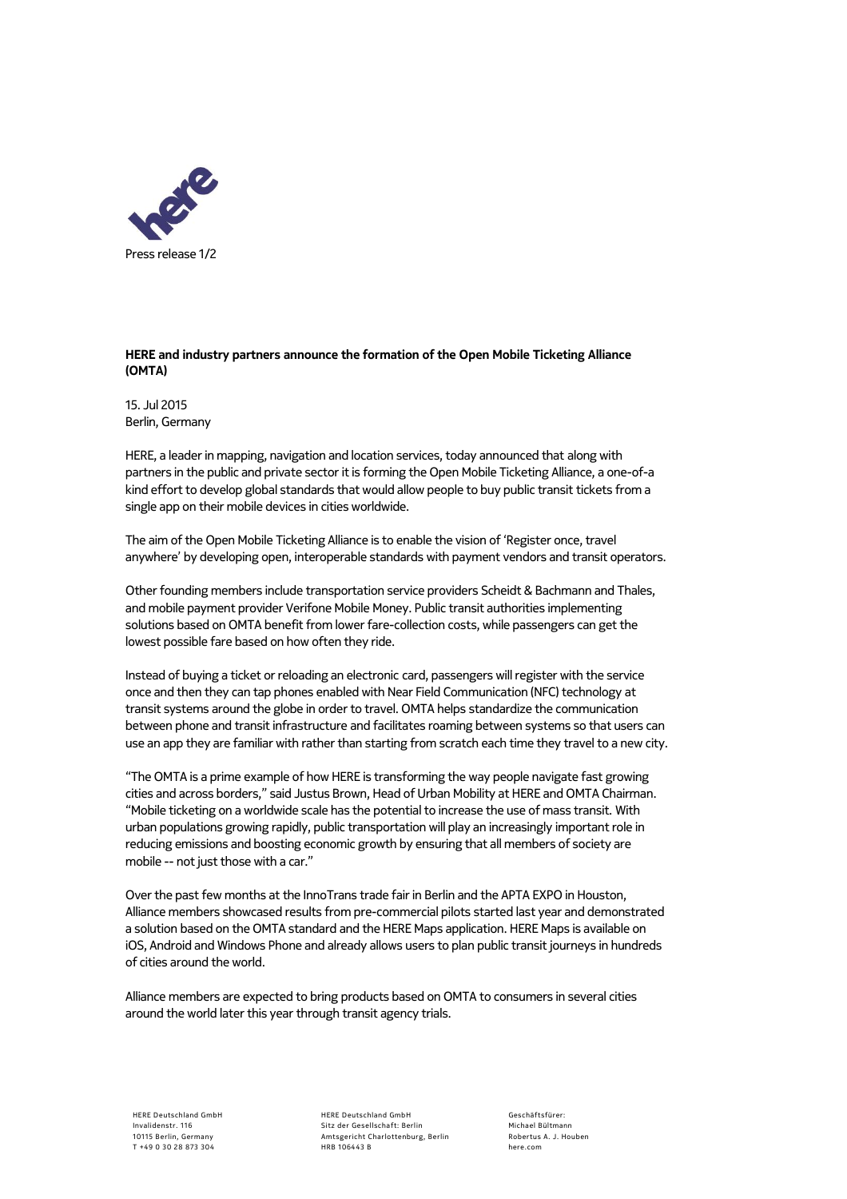**HERE and industry partners announce the formation of the Open Mobile Ticketing Alliance (OMTA)**

15. Jul 2015
Berlin, Germany

HERE, a leader in mapping, navigation and location services, today announced that along with partners in the public and private sector it is forming the Open Mobile Ticketing Alliance, a one-of-a kind effort to develop global standards that would allow people to buy public transit tickets from a single app on their mobile devices in cities worldwide.

The aim of the Open Mobile Ticketing Alliance is to enable the vision of 'Register once, travel anywhere' by developing open, interoperable standards with payment vendors and transit operators.

Other founding members include transportation service providers Scheidt & Bachmann and Thales, and mobile payment provider Verifone Mobile Money. Public transit authorities implementing solutions based on OMTA benefit from lower fare-collection costs, while passengers can get the lowest possible fare based on how often they ride.

Instead of buying a ticket or reloading an electronic card, passengers will register with the service once and then they can tap phones enabled with Near Field Communication (NFC) technology at transit systems around the globe in order to travel. OMTA helps standardize the communication between phone and transit infrastructure and facilitates roaming between systems so that users can use an app they are familiar with rather than starting from scratch each time they travel to a new city.

"The OMTA is a prime example of how HERE is transforming the way people navigate fast growing cities and across borders," said Justus Brown, Head of Urban Mobility at HERE and OMTA Chairman. "Mobile ticketing on a worldwide scale has the potential to increase the use of mass transit. With urban populations growing rapidly, public transportation will play an increasingly important role in reducing emissions and boosting economic growth by ensuring that all members of society are mobile -- not just those with a car."

Over the past few months at the InnoTrans trade fair in Berlin and the APTA EXPO in Houston, Alliance members showcased results from pre-commercial pilots started last year and demonstrated a solution based on the OMTA standard and the HERE Maps application. HERE Maps is available on iOS, Android and Windows Phone and already allows users to plan public transit journeys in hundreds of cities around the world.

Alliance members are expected to bring products based on OMTA to consumers in several cities around the world later this year through transit agency trials.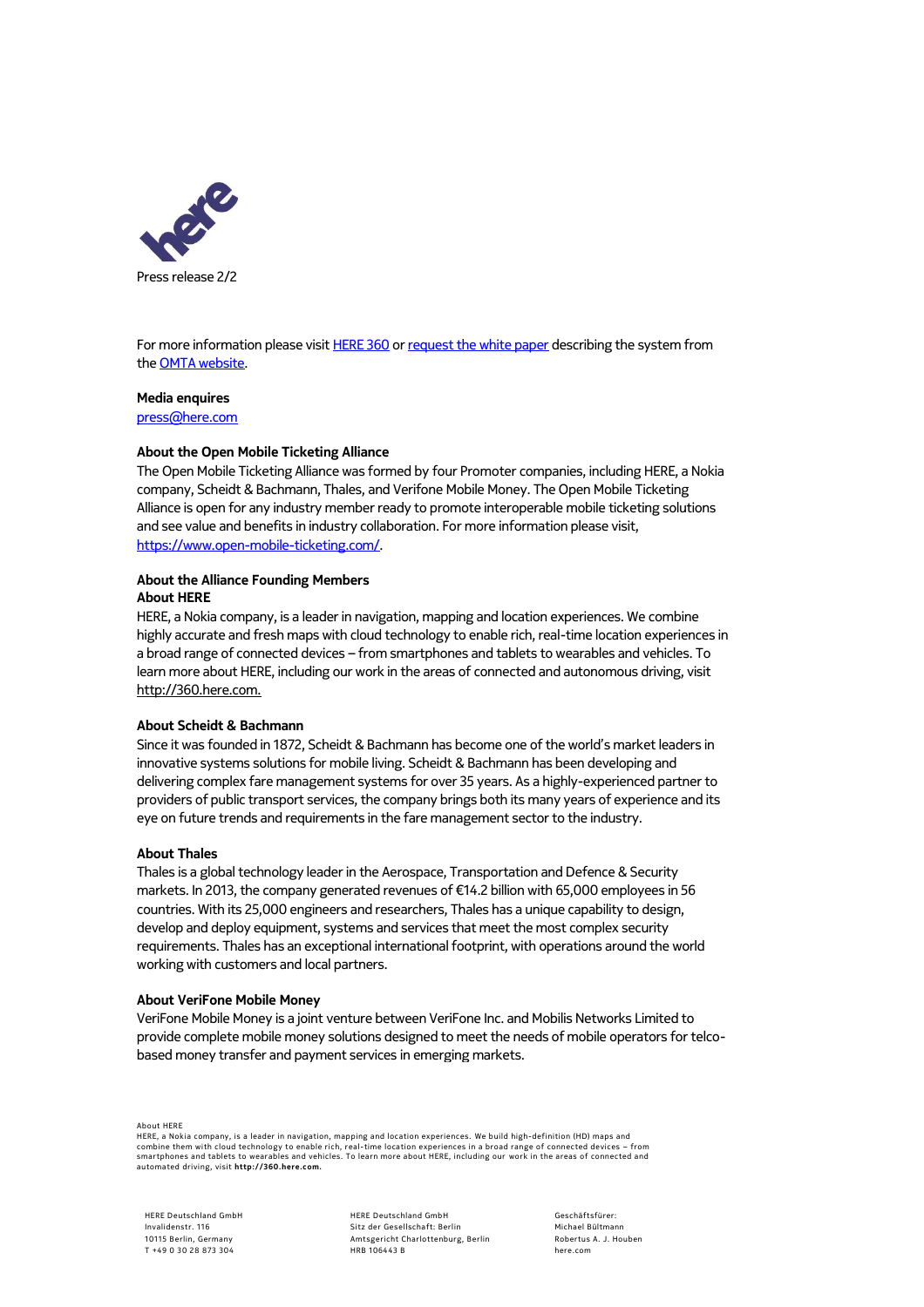Press release 2/2

For more information please visit HERE 360 or request the white paper describing the system from the OMTA website.

**Media enquires**
press@here.com

**About the Open Mobile Ticketing Alliance**
The Open Mobile Ticketing Alliance was formed by four Promoter companies, including HERE, a Nokia company, Scheidt & Bachmann, Thales, and Verifone Mobile Money. The Open Mobile Ticketing Alliance is open for any industry member ready to promote interoperable mobile ticketing solutions and see value and benefits in industry collaboration. For more information please visit, https://www.open-mobile-ticketing.com/.

**About the Alliance Founding Members**
**About HERE**
HERE, a Nokia company, is a leader in navigation, mapping and location experiences. We combine highly accurate and fresh maps with cloud technology to enable rich, real-time location experiences in a broad range of connected devices – from smartphones and tablets to wearables and vehicles. To learn more about HERE, including our work in the areas of connected and autonomous driving, visit http://360.here.com.

**About Scheidt & Bachmann**
Since it was founded in 1872, Scheidt & Bachmann has become one of the world's market leaders in innovative systems solutions for mobile living. Scheidt & Bachmann has been developing and delivering complex fare management systems for over 35 years. As a highly-experienced partner to providers of public transport services, the company brings both its many years of experience and its eye on future trends and requirements in the fare management sector to the industry.

**About Thales**
Thales is a global technology leader in the Aerospace, Transportation and Defence & Security markets. In 2013, the company generated revenues of €14.2 billion with 65,000 employees in 56 countries. With its 25,000 engineers and researchers, Thales has a unique capability to design, develop and deploy equipment, systems and services that meet the most complex security requirements. Thales has an exceptional international footprint, with operations around the world working with customers and local partners.

**About VeriFone Mobile Money**
VeriFone Mobile Money is a joint venture between VeriFone Inc. and Mobilis Networks Limited to provide complete mobile money solutions designed to meet the needs of mobile operators for telco-based money transfer and payment services in emerging markets.

About HERE
HERE, a Nokia company, is a leader in navigation, mapping and location experiences. We build high-definition (HD) maps and combine them with cloud technology to enable rich, real-time location experiences in a broad range of connected devices – from smartphones and tablets to wearables and vehicles. To learn more about HERE, including our work in the areas of connected and automated driving, visit **http://360.here.com.**

HERE Deutschland GmbH
Invalidenstr. 116
10115 Berlin, Germany
T +49 0 30 28 873 304

HERE Deutschland GmbH
Sitz der Gesellschaft: Berlin
Amtsgericht Charlottenburg, Berlin
HRB 106443 B

Geschäftsfürer:
Michael Bültmann
Robertus A. J. Houben
here.com